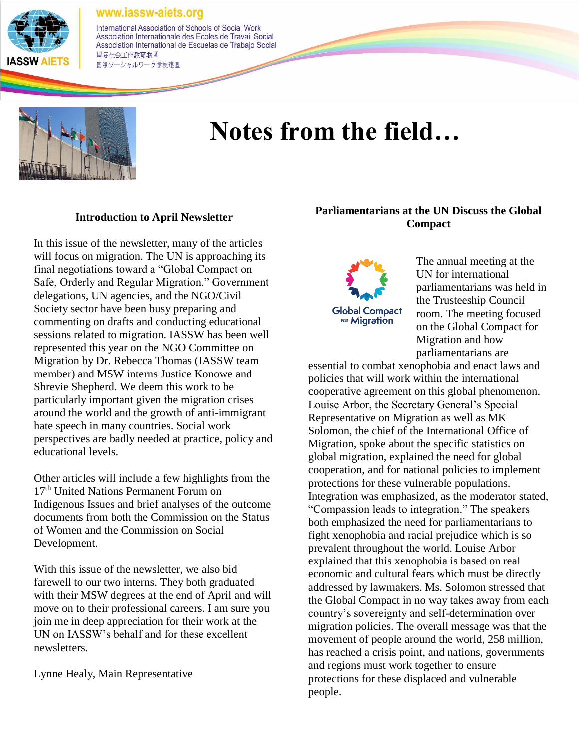www.iassw-aiets.org

International Association of Schools of Social Work
Association Internationale des Ecoles de Travail Social
Association International de Escuelas de Trabajo Social
国际社会工作教育联盟
国際ソーシャルワーク学校連盟

# Notes from the field…

## Introduction to April Newsletter

In this issue of the newsletter, many of the articles will focus on migration. The UN is approaching its final negotiations toward a "Global Compact on Safe, Orderly and Regular Migration." Government delegations, UN agencies, and the NGO/Civil Society sector have been busy preparing and commenting on drafts and conducting educational sessions related to migration. IASSW has been well represented this year on the NGO Committee on Migration by Dr. Rebecca Thomas (IASSW team member) and MSW interns Justice Konowe and Shrevie Shepherd. We deem this work to be particularly important given the migration crises around the world and the growth of anti-immigrant hate speech in many countries. Social work perspectives are badly needed at practice, policy and educational levels.

Other articles will include a few highlights from the 17th United Nations Permanent Forum on Indigenous Issues and brief analyses of the outcome documents from both the Commission on the Status of Women and the Commission on Social Development.

With this issue of the newsletter, we also bid farewell to our two interns. They both graduated with their MSW degrees at the end of April and will move on to their professional careers. I am sure you join me in deep appreciation for their work at the UN on IASSW's behalf and for these excellent newsletters.

Lynne Healy, Main Representative

## Parliamentarians at the UN Discuss the Global Compact

The annual meeting at the UN for international parliamentarians was held in the Trusteeship Council room. The meeting focused on the Global Compact for Migration and how parliamentarians are essential to combat xenophobia and enact laws and policies that will work within the international cooperative agreement on this global phenomenon. Louise Arbor, the Secretary General's Special Representative on Migration as well as MK Solomon, the chief of the International Office of Migration, spoke about the specific statistics on global migration, explained the need for global cooperation, and for national policies to implement protections for these vulnerable populations. Integration was emphasized, as the moderator stated, "Compassion leads to integration." The speakers both emphasized the need for parliamentarians to fight xenophobia and racial prejudice which is so prevalent throughout the world. Louise Arbor explained that this xenophobia is based on real economic and cultural fears which must be directly addressed by lawmakers. Ms. Solomon stressed that the Global Compact in no way takes away from each country's sovereignty and self-determination over migration policies. The overall message was that the movement of people around the world, 258 million, has reached a crisis point, and nations, governments and regions must work together to ensure protections for these displaced and vulnerable people.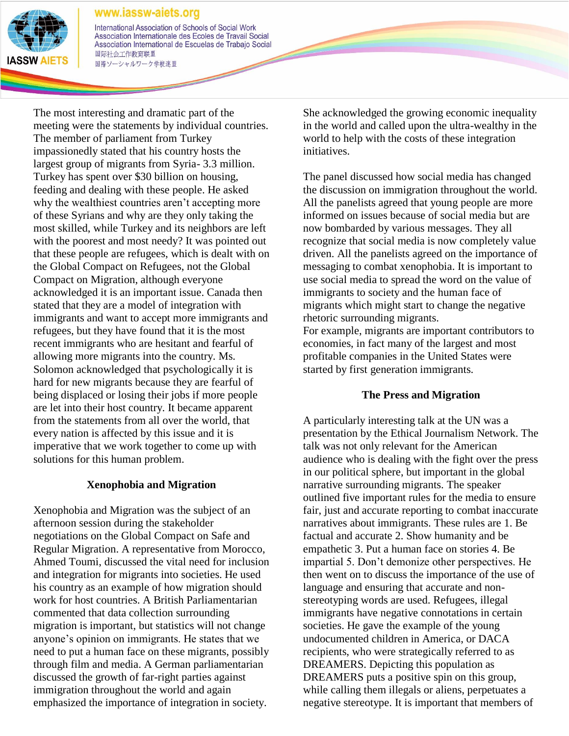The most interesting and dramatic part of the meeting were the statements by individual countries. The member of parliament from Turkey impassionedly stated that his country hosts the largest group of migrants from Syria- 3.3 million. Turkey has spent over $30 billion on housing, feeding and dealing with these people. He asked why the wealthiest countries aren't accepting more of these Syrians and why are they only taking the most skilled, while Turkey and its neighbors are left with the poorest and most needy? It was pointed out that these people are refugees, which is dealt with on the Global Compact on Refugees, not the Global Compact on Migration, although everyone acknowledged it is an important issue. Canada then stated that they are a model of integration with immigrants and want to accept more immigrants and refugees, but they have found that it is the most recent immigrants who are hesitant and fearful of allowing more migrants into the country. Ms. Solomon acknowledged that psychologically it is hard for new migrants because they are fearful of being displaced or losing their jobs if more people are let into their host country. It became apparent from the statements from all over the world, that every nation is affected by this issue and it is imperative that we work together to come up with solutions for this human problem.

### Xenophobia and Migration

Xenophobia and Migration was the subject of an afternoon session during the stakeholder negotiations on the Global Compact on Safe and Regular Migration. A representative from Morocco, Ahmed Toumi, discussed the vital need for inclusion and integration for migrants into societies. He used his country as an example of how migration should work for host countries. A British Parliamentarian commented that data collection surrounding migration is important, but statistics will not change anyone's opinion on immigrants. He states that we need to put a human face on these migrants, possibly through film and media. A German parliamentarian discussed the growth of far-right parties against immigration throughout the world and again emphasized the importance of integration in society. She acknowledged the growing economic inequality in the world and called upon the ultra-wealthy in the world to help with the costs of these integration initiatives.

The panel discussed how social media has changed the discussion on immigration throughout the world. All the panelists agreed that young people are more informed on issues because of social media but are now bombarded by various messages. They all recognize that social media is now completely value driven. All the panelists agreed on the importance of messaging to combat xenophobia. It is important to use social media to spread the word on the value of immigrants to society and the human face of migrants which might start to change the negative rhetoric surrounding migrants.
For example, migrants are important contributors to economies, in fact many of the largest and most profitable companies in the United States were started by first generation immigrants.

### The Press and Migration

A particularly interesting talk at the UN was a presentation by the Ethical Journalism Network. The talk was not only relevant for the American audience who is dealing with the fight over the press in our political sphere, but important in the global narrative surrounding migrants. The speaker outlined five important rules for the media to ensure fair, just and accurate reporting to combat inaccurate narratives about immigrants. These rules are 1. Be factual and accurate 2. Show humanity and be empathetic 3. Put a human face on stories 4. Be impartial 5. Don't demonize other perspectives. He then went on to discuss the importance of the use of language and ensuring that accurate and non-stereotyping words are used. Refugees, illegal immigrants have negative connotations in certain societies. He gave the example of the young undocumented children in America, or DACA recipients, who were strategically referred to as DREAMERS. Depicting this population as DREAMERS puts a positive spin on this group, while calling them illegals or aliens, perpetuates a negative stereotype. It is important that members of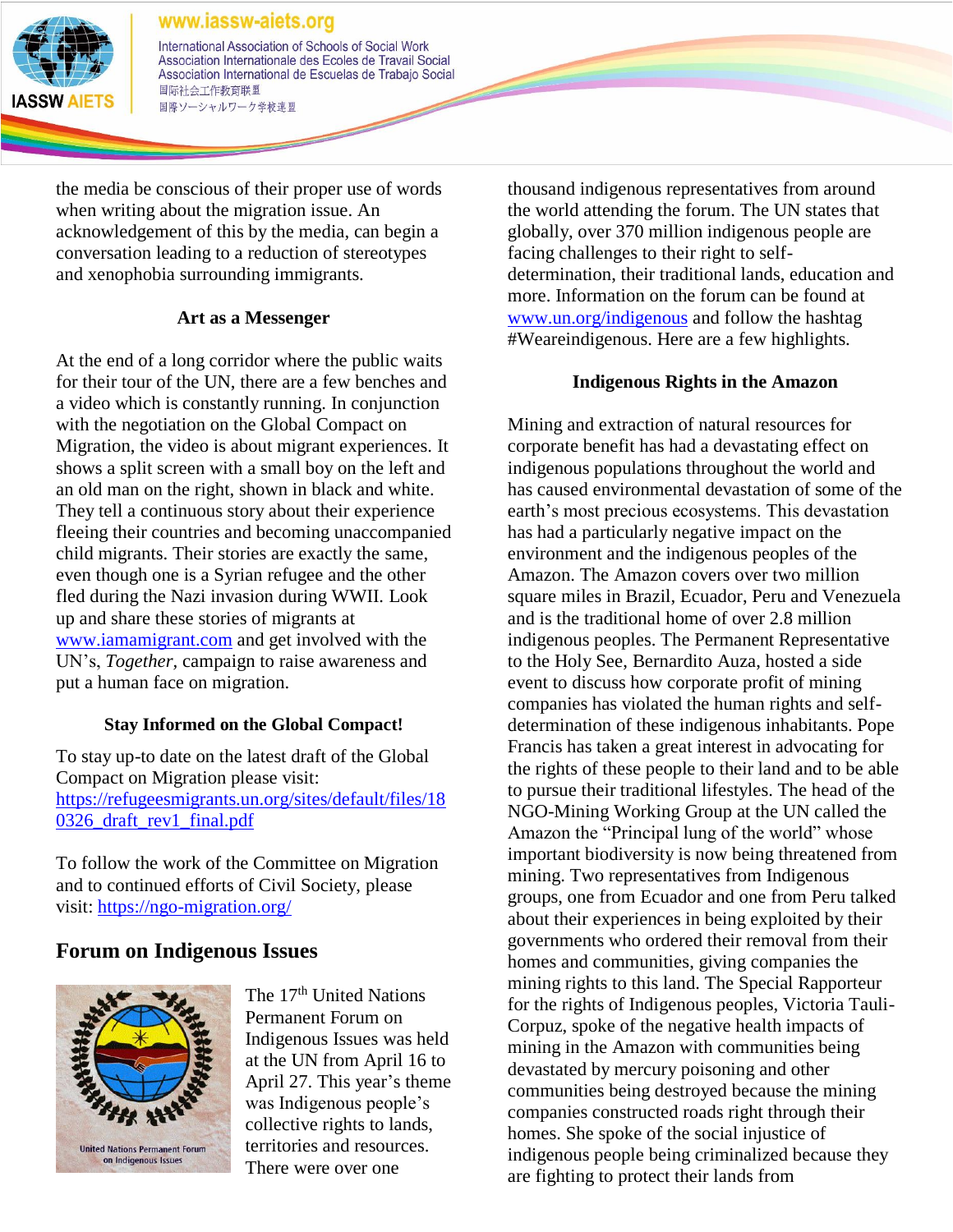the media be conscious of their proper use of words when writing about the migration issue. An acknowledgement of this by the media, can begin a conversation leading to a reduction of stereotypes and xenophobia surrounding immigrants.

### Art as a Messenger

At the end of a long corridor where the public waits for their tour of the UN, there are a few benches and a video which is constantly running. In conjunction with the negotiation on the Global Compact on Migration, the video is about migrant experiences. It shows a split screen with a small boy on the left and an old man on the right, shown in black and white. They tell a continuous story about their experience fleeing their countries and becoming unaccompanied child migrants. Their stories are exactly the same, even though one is a Syrian refugee and the other fled during the Nazi invasion during WWII. Look up and share these stories of migrants at www.iamamigrant.com and get involved with the UN's, *Together,* campaign to raise awareness and put a human face on migration.

### Stay Informed on the Global Compact!

To stay up-to date on the latest draft of the Global Compact on Migration please visit: https://refugeesmigrants.un.org/sites/default/files/180326_draft_rev1_final.pdf

To follow the work of the Committee on Migration and to continued efforts of Civil Society, please visit: https://ngo-migration.org/

## Forum on Indigenous Issues

United Nations Permanent Forum on Indigenous Issues

The 17th United Nations Permanent Forum on Indigenous Issues was held at the UN from April 16 to April 27. This year's theme was Indigenous people's collective rights to lands, territories and resources. There were over one thousand indigenous representatives from around the world attending the forum. The UN states that globally, over 370 million indigenous people are facing challenges to their right to self-determination, their traditional lands, education and more. Information on the forum can be found at www.un.org/indigenous and follow the hashtag #Weareindigenous. Here are a few highlights.

### Indigenous Rights in the Amazon

Mining and extraction of natural resources for corporate benefit has had a devastating effect on indigenous populations throughout the world and has caused environmental devastation of some of the earth's most precious ecosystems. This devastation has had a particularly negative impact on the environment and the indigenous peoples of the Amazon. The Amazon covers over two million square miles in Brazil, Ecuador, Peru and Venezuela and is the traditional home of over 2.8 million indigenous peoples. The Permanent Representative to the Holy See, Bernardito Auza, hosted a side event to discuss how corporate profit of mining companies has violated the human rights and self-determination of these indigenous inhabitants. Pope Francis has taken a great interest in advocating for the rights of these people to their land and to be able to pursue their traditional lifestyles. The head of the NGO-Mining Working Group at the UN called the Amazon the "Principal lung of the world" whose important biodiversity is now being threatened from mining. Two representatives from Indigenous groups, one from Ecuador and one from Peru talked about their experiences in being exploited by their governments who ordered their removal from their homes and communities, giving companies the mining rights to this land. The Special Rapporteur for the rights of Indigenous peoples, Victoria Tauli-Corpuz, spoke of the negative health impacts of mining in the Amazon with communities being devastated by mercury poisoning and other communities being destroyed because the mining companies constructed roads right through their homes. She spoke of the social injustice of indigenous people being criminalized because they are fighting to protect their lands from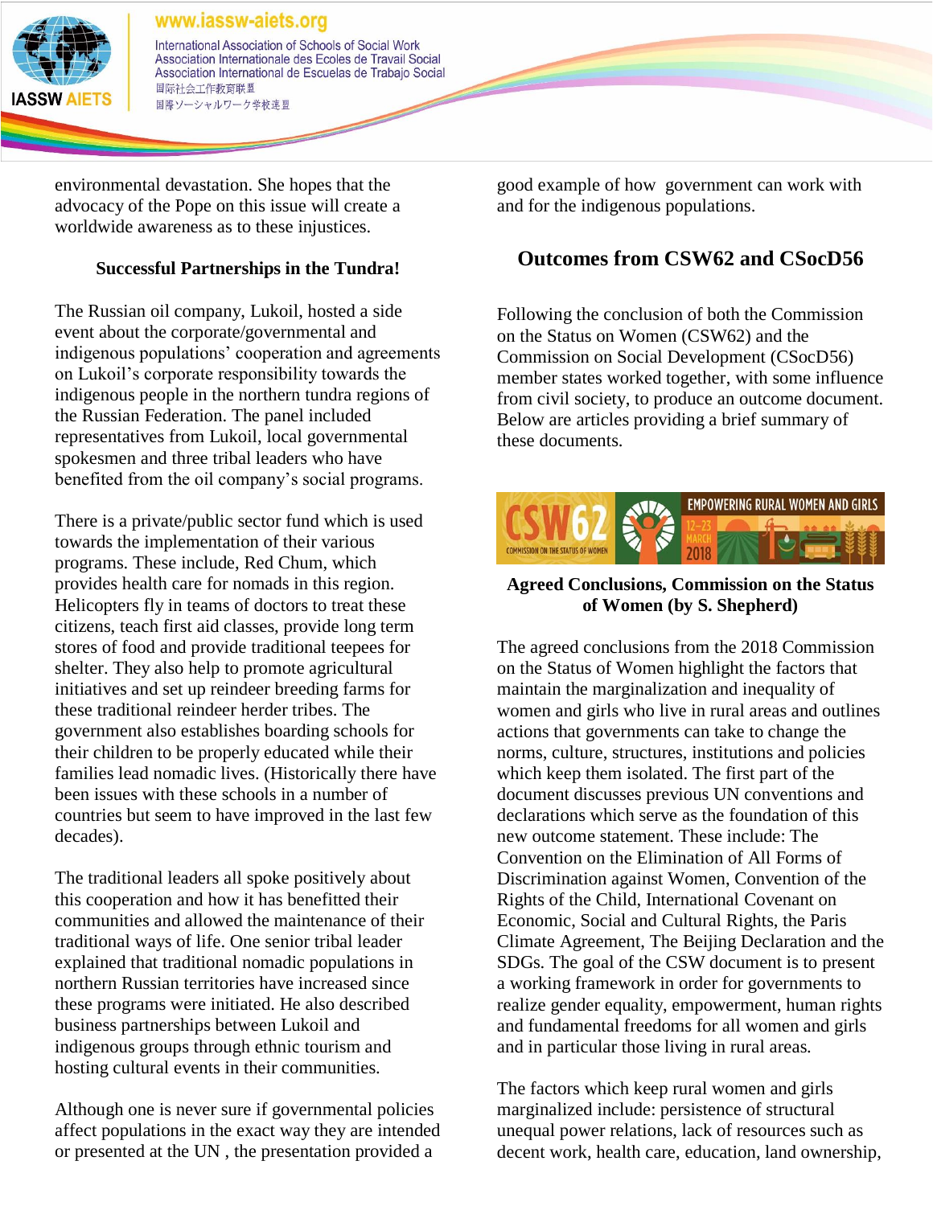environmental devastation. She hopes that the advocacy of the Pope on this issue will create a worldwide awareness as to these injustices.

### Successful Partnerships in the Tundra!

The Russian oil company, Lukoil, hosted a side event about the corporate/governmental and indigenous populations' cooperation and agreements on Lukoil's corporate responsibility towards the indigenous people in the northern tundra regions of the Russian Federation. The panel included representatives from Lukoil, local governmental spokesmen and three tribal leaders who have benefited from the oil company's social programs.

There is a private/public sector fund which is used towards the implementation of their various programs. These include, Red Chum, which provides health care for nomads in this region. Helicopters fly in teams of doctors to treat these citizens, teach first aid classes, provide long term stores of food and provide traditional teepees for shelter. They also help to promote agricultural initiatives and set up reindeer breeding farms for these traditional reindeer herder tribes. The government also establishes boarding schools for their children to be properly educated while their families lead nomadic lives. (Historically there have been issues with these schools in a number of countries but seem to have improved in the last few decades).

The traditional leaders all spoke positively about this cooperation and how it has benefitted their communities and allowed the maintenance of their traditional ways of life. One senior tribal leader explained that traditional nomadic populations in northern Russian territories have increased since these programs were initiated. He also described business partnerships between Lukoil and indigenous groups through ethnic tourism and hosting cultural events in their communities.

Although one is never sure if governmental policies affect populations in the exact way they are intended or presented at the UN , the presentation provided a good example of how government can work with and for the indigenous populations.

## Outcomes from CSW62 and CSocD56

Following the conclusion of both the Commission on the Status on Women (CSW62) and the Commission on Social Development (CSocD56) member states worked together, with some influence from civil society, to produce an outcome document. Below are articles providing a brief summary of these documents.

CSW62 COMMISSION ON THE STATUS OF WOMEN — EMPOWERING RURAL WOMEN AND GIRLS — 12-23 MARCH 2018

### Agreed Conclusions, Commission on the Status of Women (by S. Shepherd)

The agreed conclusions from the 2018 Commission on the Status of Women highlight the factors that maintain the marginalization and inequality of women and girls who live in rural areas and outlines actions that governments can take to change the norms, culture, structures, institutions and policies which keep them isolated. The first part of the document discusses previous UN conventions and declarations which serve as the foundation of this new outcome statement. These include: The Convention on the Elimination of All Forms of Discrimination against Women, Convention of the Rights of the Child, International Covenant on Economic, Social and Cultural Rights, the Paris Climate Agreement, The Beijing Declaration and the SDGs. The goal of the CSW document is to present a working framework in order for governments to realize gender equality, empowerment, human rights and fundamental freedoms for all women and girls and in particular those living in rural areas.

The factors which keep rural women and girls marginalized include: persistence of structural unequal power relations, lack of resources such as decent work, health care, education, land ownership,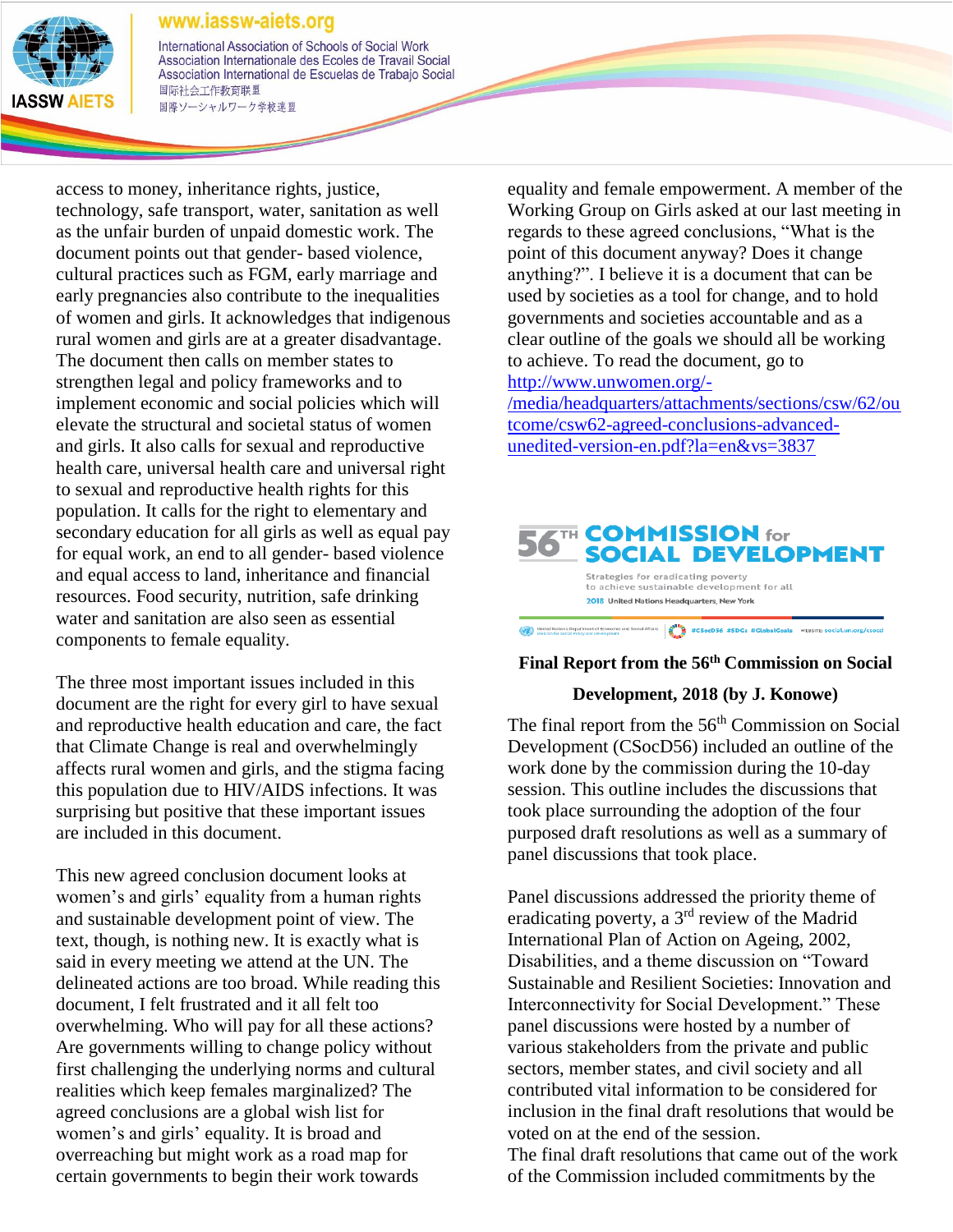access to money, inheritance rights, justice, technology, safe transport, water, sanitation as well as the unfair burden of unpaid domestic work. The document points out that gender- based violence, cultural practices such as FGM, early marriage and early pregnancies also contribute to the inequalities of women and girls. It acknowledges that indigenous rural women and girls are at a greater disadvantage. The document then calls on member states to strengthen legal and policy frameworks and to implement economic and social policies which will elevate the structural and societal status of women and girls. It also calls for sexual and reproductive health care, universal health care and universal right to sexual and reproductive health rights for this population. It calls for the right to elementary and secondary education for all girls as well as equal pay for equal work, an end to all gender- based violence and equal access to land, inheritance and financial resources. Food security, nutrition, safe drinking water and sanitation are also seen as essential components to female equality.

The three most important issues included in this document are the right for every girl to have sexual and reproductive health education and care, the fact that Climate Change is real and overwhelmingly affects rural women and girls, and the stigma facing this population due to HIV/AIDS infections. It was surprising but positive that these important issues are included in this document.

This new agreed conclusion document looks at women's and girls' equality from a human rights and sustainable development point of view. The text, though, is nothing new. It is exactly what is said in every meeting we attend at the UN. The delineated actions are too broad. While reading this document, I felt frustrated and it all felt too overwhelming. Who will pay for all these actions? Are governments willing to change policy without first challenging the underlying norms and cultural realities which keep females marginalized? The agreed conclusions are a global wish list for women's and girls' equality. It is broad and overreaching but might work as a road map for certain governments to begin their work towards equality and female empowerment. A member of the Working Group on Girls asked at our last meeting in regards to these agreed conclusions, "What is the point of this document anyway? Does it change anything?". I believe it is a document that can be used by societies as a tool for change, and to hold governments and societies accountable and as a clear outline of the goals we should all be working to achieve. To read the document, go to [http://www.unwomen.org/-/media/headquarters/attachments/sections/csw/62/outcome/csw62-agreed-conclusions-advanced-unedited-version-en.pdf?la=en&vs=3837](http://www.unwomen.org/-/media/headquarters/attachments/sections/csw/62/outcome/csw62-agreed-conclusions-advanced-unedited-version-en.pdf?la=en&vs=3837)

56TH COMMISSION for SOCIAL DEVELOPMENT

Strategies for eradicating poverty to achieve sustainable development for all

2018 United Nations Headquarters, New York

#CSocD56 #SDGs #GlobalGoals WEBSITE: social.un.org/csocd

## Final Report from the 56th Commission on Social Development, 2018 (by J. Konowe)

The final report from the 56th Commission on Social Development (CSocD56) included an outline of the work done by the commission during the 10-day session. This outline includes the discussions that took place surrounding the adoption of the four purposed draft resolutions as well as a summary of panel discussions that took place.

Panel discussions addressed the priority theme of eradicating poverty, a 3rd review of the Madrid International Plan of Action on Ageing, 2002, Disabilities, and a theme discussion on "Toward Sustainable and Resilient Societies: Innovation and Interconnectivity for Social Development." These panel discussions were hosted by a number of various stakeholders from the private and public sectors, member states, and civil society and all contributed vital information to be considered for inclusion in the final draft resolutions that would be voted on at the end of the session.
The final draft resolutions that came out of the work of the Commission included commitments by the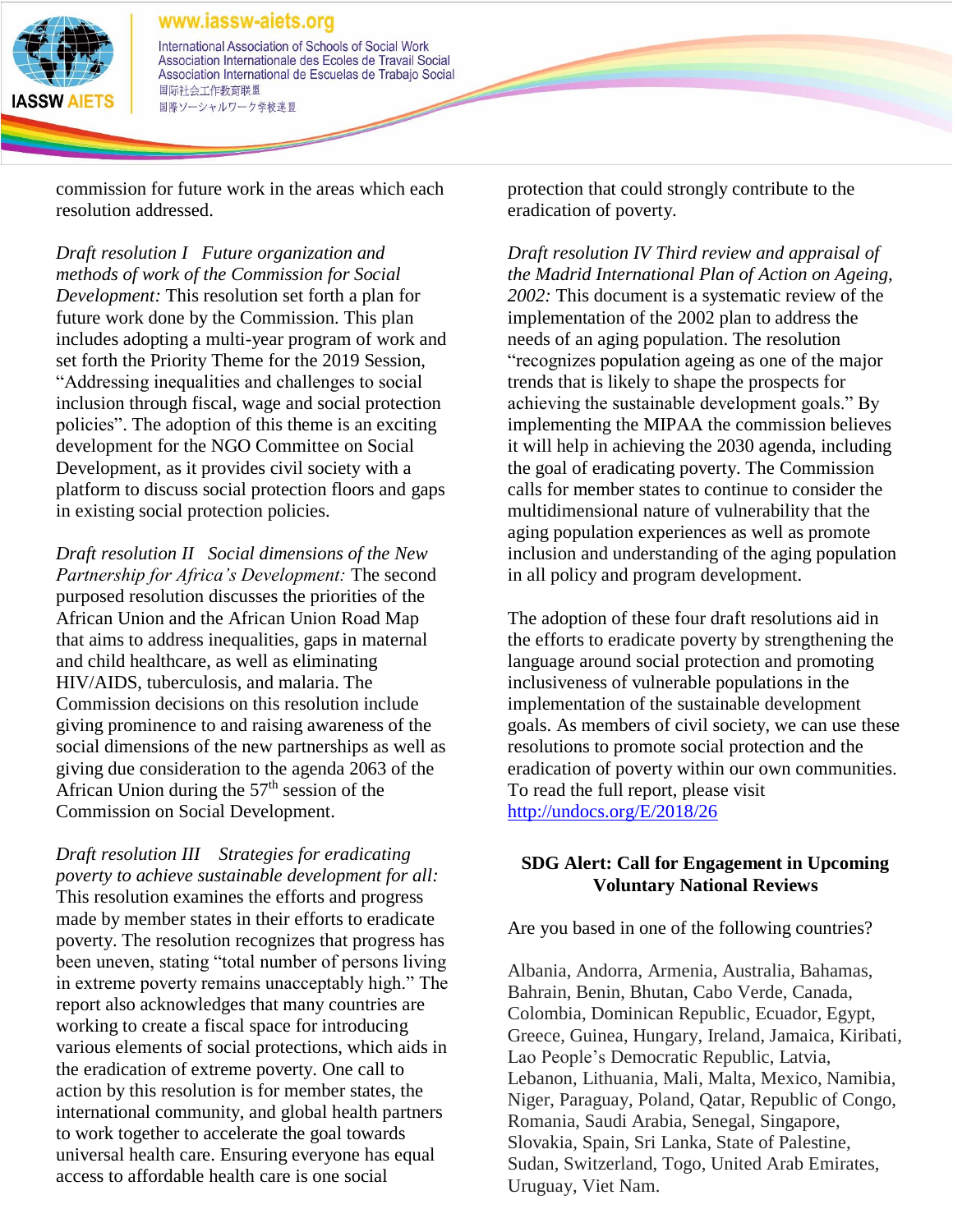commission for future work in the areas which each resolution addressed.

*Draft resolution I Future organization and methods of work of the Commission for Social Development:* This resolution set forth a plan for future work done by the Commission. This plan includes adopting a multi-year program of work and set forth the Priority Theme for the 2019 Session, "Addressing inequalities and challenges to social inclusion through fiscal, wage and social protection policies". The adoption of this theme is an exciting development for the NGO Committee on Social Development, as it provides civil society with a platform to discuss social protection floors and gaps in existing social protection policies.

*Draft resolution II Social dimensions of the New Partnership for Africa's Development:* The second purposed resolution discusses the priorities of the African Union and the African Union Road Map that aims to address inequalities, gaps in maternal and child healthcare, as well as eliminating HIV/AIDS, tuberculosis, and malaria. The Commission decisions on this resolution include giving prominence to and raising awareness of the social dimensions of the new partnerships as well as giving due consideration to the agenda 2063 of the African Union during the 57th session of the Commission on Social Development.

*Draft resolution III Strategies for eradicating poverty to achieve sustainable development for all:* This resolution examines the efforts and progress made by member states in their efforts to eradicate poverty. The resolution recognizes that progress has been uneven, stating "total number of persons living in extreme poverty remains unacceptably high." The report also acknowledges that many countries are working to create a fiscal space for introducing various elements of social protections, which aids in the eradication of extreme poverty. One call to action by this resolution is for member states, the international community, and global health partners to work together to accelerate the goal towards universal health care. Ensuring everyone has equal access to affordable health care is one social protection that could strongly contribute to the eradication of poverty.

*Draft resolution IV Third review and appraisal of the Madrid International Plan of Action on Ageing, 2002:* This document is a systematic review of the implementation of the 2002 plan to address the needs of an aging population. The resolution "recognizes population ageing as one of the major trends that is likely to shape the prospects for achieving the sustainable development goals." By implementing the MIPAA the commission believes it will help in achieving the 2030 agenda, including the goal of eradicating poverty. The Commission calls for member states to continue to consider the multidimensional nature of vulnerability that the aging population experiences as well as promote inclusion and understanding of the aging population in all policy and program development.

The adoption of these four draft resolutions aid in the efforts to eradicate poverty by strengthening the language around social protection and promoting inclusiveness of vulnerable populations in the implementation of the sustainable development goals. As members of civil society, we can use these resolutions to promote social protection and the eradication of poverty within our own communities. To read the full report, please visit http://undocs.org/E/2018/26

## SDG Alert: Call for Engagement in Upcoming Voluntary National Reviews

Are you based in one of the following countries?

Albania, Andorra, Armenia, Australia, Bahamas, Bahrain, Benin, Bhutan, Cabo Verde, Canada, Colombia, Dominican Republic, Ecuador, Egypt, Greece, Guinea, Hungary, Ireland, Jamaica, Kiribati, Lao People's Democratic Republic, Latvia, Lebanon, Lithuania, Mali, Malta, Mexico, Namibia, Niger, Paraguay, Poland, Qatar, Republic of Congo, Romania, Saudi Arabia, Senegal, Singapore, Slovakia, Spain, Sri Lanka, State of Palestine, Sudan, Switzerland, Togo, United Arab Emirates, Uruguay, Viet Nam.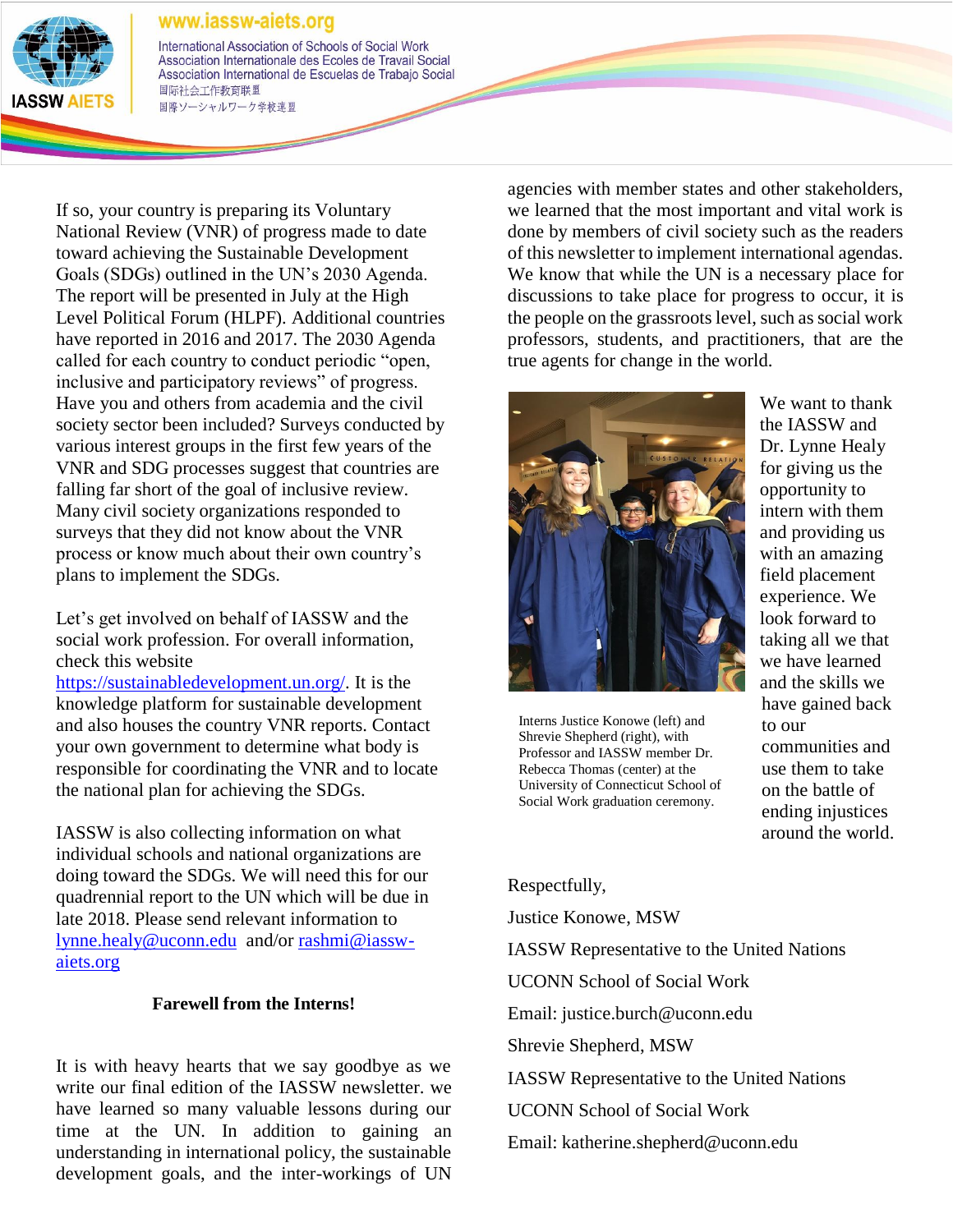If so, your country is preparing its Voluntary National Review (VNR) of progress made to date toward achieving the Sustainable Development Goals (SDGs) outlined in the UN's 2030 Agenda. The report will be presented in July at the High Level Political Forum (HLPF). Additional countries have reported in 2016 and 2017. The 2030 Agenda called for each country to conduct periodic "open, inclusive and participatory reviews" of progress. Have you and others from academia and the civil society sector been included? Surveys conducted by various interest groups in the first few years of the VNR and SDG processes suggest that countries are falling far short of the goal of inclusive review. Many civil society organizations responded to surveys that they did not know about the VNR process or know much about their own country's plans to implement the SDGs.

Let's get involved on behalf of IASSW and the social work profession. For overall information, check this website [https://sustainabledevelopment.un.org/](https://sustainabledevelopment.un.org/). It is the knowledge platform for sustainable development and also houses the country VNR reports. Contact your own government to determine what body is responsible for coordinating the VNR and to locate the national plan for achieving the SDGs.

IASSW is also collecting information on what individual schools and national organizations are doing toward the SDGs. We will need this for our quadrennial report to the UN which will be due in late 2018. Please send relevant information to [lynne.healy@uconn.edu](mailto:lynne.healy@uconn.edu) and/or [rashmi@iassw-aiets.org](mailto:rashmi@iassw-aiets.org)

**Farewell from the Interns!**

It is with heavy hearts that we say goodbye as we write our final edition of the IASSW newsletter. we have learned so many valuable lessons during our time at the UN. In addition to gaining an understanding in international policy, the sustainable development goals, and the inter-workings of UN agencies with member states and other stakeholders, we learned that the most important and vital work is done by members of civil society such as the readers of this newsletter to implement international agendas. We know that while the UN is a necessary place for discussions to take place for progress to occur, it is the people on the grassroots level, such as social work professors, students, and practitioners, that are the true agents for change in the world.

Interns Justice Konowe (left) and Shrevie Shepherd (right), with Professor and IASSW member Dr. Rebecca Thomas (center) at the University of Connecticut School of Social Work graduation ceremony.

We want to thank the IASSW and Dr. Lynne Healy for giving us the opportunity to intern with them and providing us with an amazing field placement experience. We look forward to taking all we that we have learned and the skills we have gained back to our communities and use them to take on the battle of ending injustices around the world.

Respectfully,

Justice Konowe, MSW

IASSW Representative to the United Nations

UCONN School of Social Work

Email: justice.burch@uconn.edu

Shrevie Shepherd, MSW

IASSW Representative to the United Nations

UCONN School of Social Work

Email: katherine.shepherd@uconn.edu